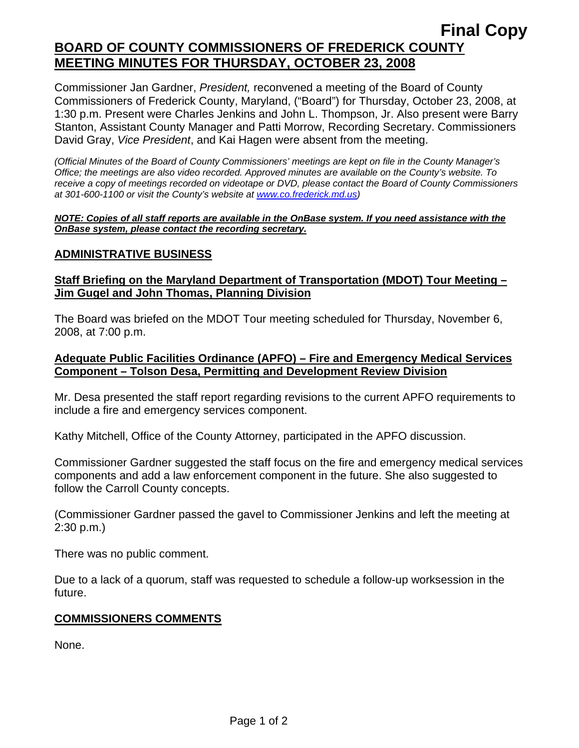**Final Copy**

# BOARD OF COUNTY COMMISSIONERS OF FREDERICK COUNTY MEETING MINUTES FOR THURSDAY, OCTOBER 23, 2008

Commissioner Jan Gardner, *President,* reconvened a meeting of the Board of County Commissioners of Frederick County, Maryland, ("Board") for Thursday, October 23, 2008, at 1:30 p.m. Present were Charles Jenkins and John L. Thompson, Jr. Also present were Barry Stanton, Assistant County Manager and Patti Morrow, Recording Secretary. Commissioners David Gray, *Vice President*, and Kai Hagen were absent from the meeting.

*(Official Minutes of the Board of County Commissioners' meetings are kept on file in the County Manager's Office; the meetings are also video recorded. Approved minutes are available on the County's website. To receive a copy of meetings recorded on videotape or DVD, please contact the Board of County Commissioners at 301-600-1100 or visit the County's website at www.co.frederick.md.us)*

***NOTE: Copies of all staff reports are available in the OnBase system. If you need assistance with the OnBase system, please contact the recording secretary.***

## ADMINISTRATIVE BUSINESS

### Staff Briefing on the Maryland Department of Transportation (MDOT) Tour Meeting – Jim Gugel and John Thomas, Planning Division

The Board was briefed on the MDOT Tour meeting scheduled for Thursday, November 6, 2008, at 7:00 p.m.

### Adequate Public Facilities Ordinance (APFO) – Fire and Emergency Medical Services Component – Tolson Desa, Permitting and Development Review Division

Mr. Desa presented the staff report regarding revisions to the current APFO requirements to include a fire and emergency services component.

Kathy Mitchell, Office of the County Attorney, participated in the APFO discussion.

Commissioner Gardner suggested the staff focus on the fire and emergency medical services components and add a law enforcement component in the future. She also suggested to follow the Carroll County concepts.

(Commissioner Gardner passed the gavel to Commissioner Jenkins and left the meeting at 2:30 p.m.)

There was no public comment.

Due to a lack of a quorum, staff was requested to schedule a follow-up worksession in the future.

## COMMISSIONERS COMMENTS

None.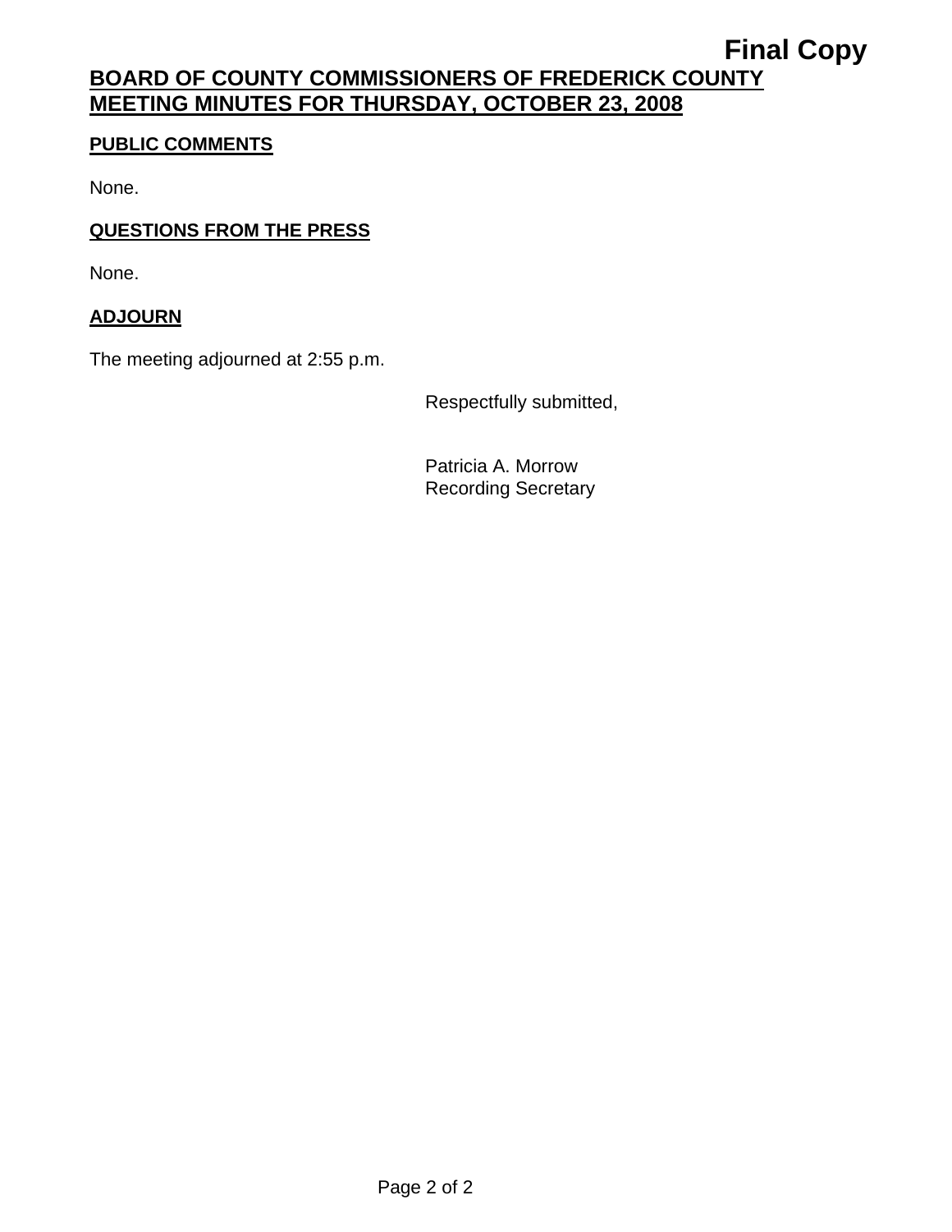**Final Copy**

**BOARD OF COUNTY COMMISSIONERS OF FREDERICK COUNTY MEETING MINUTES FOR THURSDAY, OCTOBER 23, 2008**

**PUBLIC COMMENTS**

None.

**QUESTIONS FROM THE PRESS**

None.

**ADJOURN**

The meeting adjourned at 2:55 p.m.

Respectfully submitted,

Patricia A. Morrow
Recording Secretary